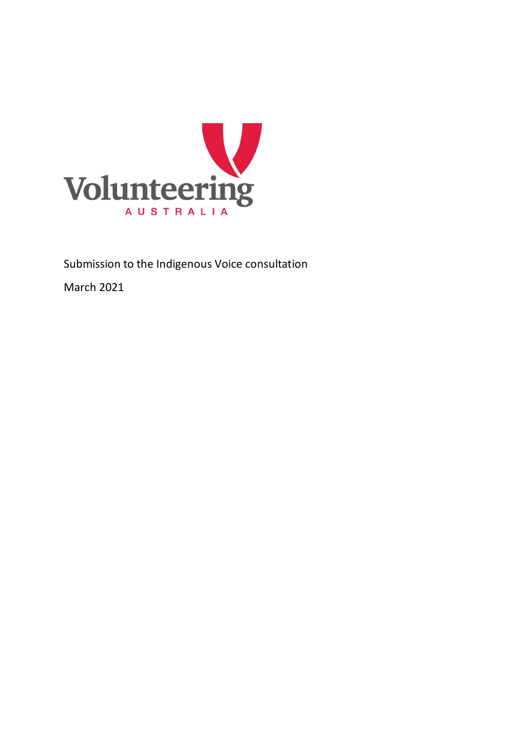Volunteering

AUSTRALIA

Submission to the Indigenous Voice consultation

March 2021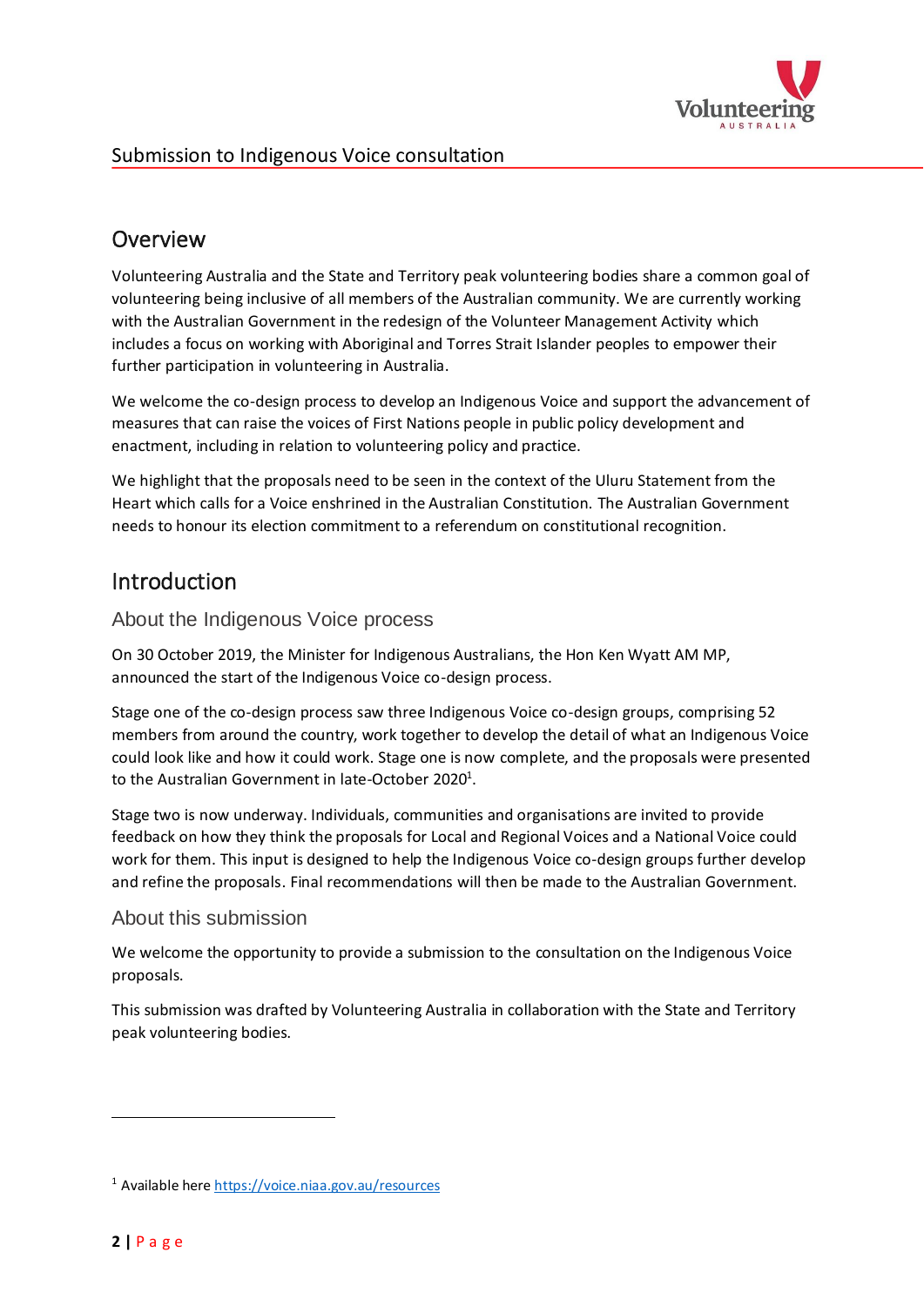## Overview

Volunteering Australia and the State and Territory peak volunteering bodies share a common goal of volunteering being inclusive of all members of the Australian community. We are currently working with the Australian Government in the redesign of the Volunteer Management Activity which includes a focus on working with Aboriginal and Torres Strait Islander peoples to empower their further participation in volunteering in Australia.

We welcome the co-design process to develop an Indigenous Voice and support the advancement of measures that can raise the voices of First Nations people in public policy development and enactment, including in relation to volunteering policy and practice.

We highlight that the proposals need to be seen in the context of the Uluru Statement from the Heart which calls for a Voice enshrined in the Australian Constitution. The Australian Government needs to honour its election commitment to a referendum on constitutional recognition.

## Introduction

### About the Indigenous Voice process

On 30 October 2019, the Minister for Indigenous Australians, the Hon Ken Wyatt AM MP, announced the start of the Indigenous Voice co-design process.

Stage one of the co-design process saw three Indigenous Voice co-design groups, comprising 52 members from around the country, work together to develop the detail of what an Indigenous Voice could look like and how it could work. Stage one is now complete, and the proposals were presented to the Australian Government in late-October 2020[1].

Stage two is now underway. Individuals, communities and organisations are invited to provide feedback on how they think the proposals for Local and Regional Voices and a National Voice could work for them. This input is designed to help the Indigenous Voice co-design groups further develop and refine the proposals. Final recommendations will then be made to the Australian Government.

### About this submission

We welcome the opportunity to provide a submission to the consultation on the Indigenous Voice proposals.

This submission was drafted by Volunteering Australia in collaboration with the State and Territory peak volunteering bodies.

---

[1] Available here https://voice.niaa.gov.au/resources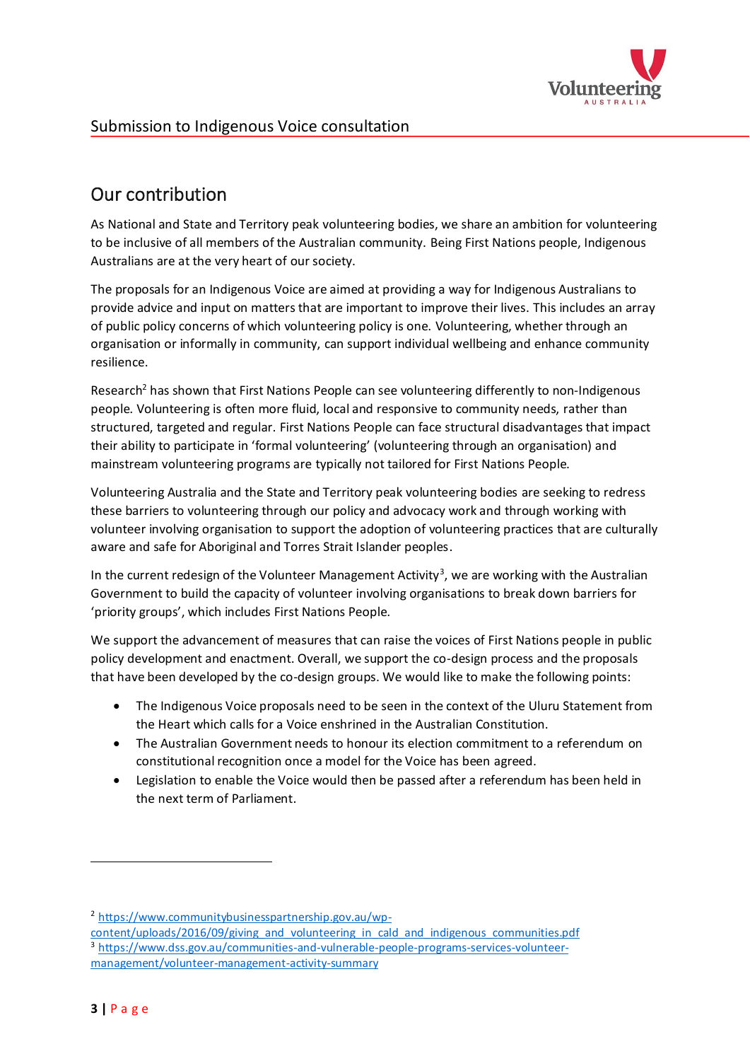## Our contribution

As National and State and Territory peak volunteering bodies, we share an ambition for volunteering to be inclusive of all members of the Australian community. Being First Nations people, Indigenous Australians are at the very heart of our society.

The proposals for an Indigenous Voice are aimed at providing a way for Indigenous Australians to provide advice and input on matters that are important to improve their lives. This includes an array of public policy concerns of which volunteering policy is one. Volunteering, whether through an organisation or informally in community, can support individual wellbeing and enhance community resilience.

Research[2] has shown that First Nations People can see volunteering differently to non-Indigenous people. Volunteering is often more fluid, local and responsive to community needs, rather than structured, targeted and regular. First Nations People can face structural disadvantages that impact their ability to participate in 'formal volunteering' (volunteering through an organisation) and mainstream volunteering programs are typically not tailored for First Nations People.

Volunteering Australia and the State and Territory peak volunteering bodies are seeking to redress these barriers to volunteering through our policy and advocacy work and through working with volunteer involving organisation to support the adoption of volunteering practices that are culturally aware and safe for Aboriginal and Torres Strait Islander peoples.

In the current redesign of the Volunteer Management Activity[3], we are working with the Australian Government to build the capacity of volunteer involving organisations to break down barriers for 'priority groups', which includes First Nations People.

We support the advancement of measures that can raise the voices of First Nations people in public policy development and enactment. Overall, we support the co-design process and the proposals that have been developed by the co-design groups. We would like to make the following points:

- The Indigenous Voice proposals need to be seen in the context of the Uluru Statement from the Heart which calls for a Voice enshrined in the Australian Constitution.
- The Australian Government needs to honour its election commitment to a referendum on constitutional recognition once a model for the Voice has been agreed.
- Legislation to enable the Voice would then be passed after a referendum has been held in the next term of Parliament.

---

[2] https://www.communitybusinesspartnership.gov.au/wp-content/uploads/2016/09/giving_and_volunteering_in_cald_and_indigenous_communities.pdf

[3] https://www.dss.gov.au/communities-and-vulnerable-people-programs-services-volunteer-management/volunteer-management-activity-summary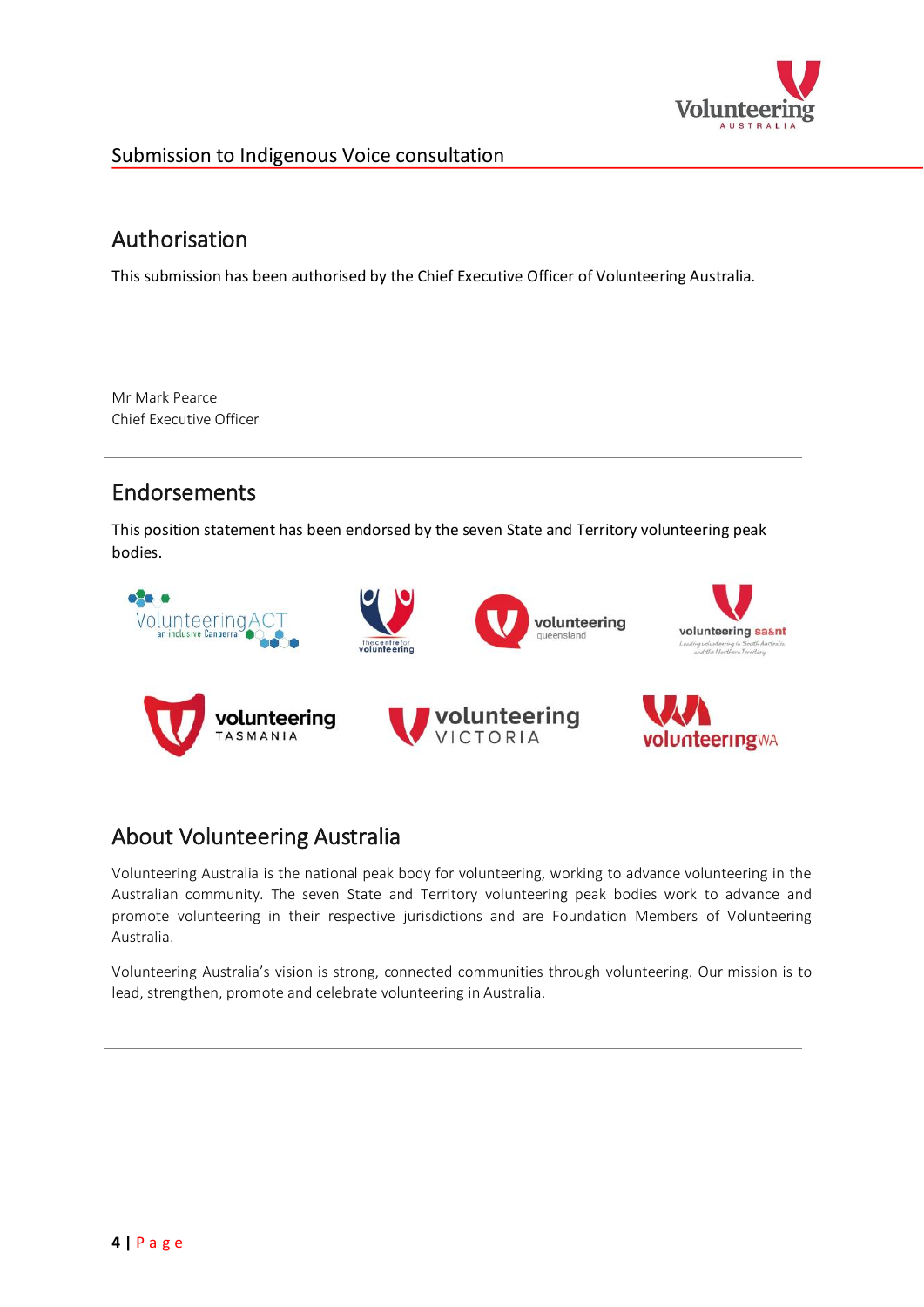## Authorisation

This submission has been authorised by the Chief Executive Officer of Volunteering Australia.

Mr Mark Pearce
Chief Executive Officer

## Endorsements

This position statement has been endorsed by the seven State and Territory volunteering peak bodies.

## About Volunteering Australia

Volunteering Australia is the national peak body for volunteering, working to advance volunteering in the Australian community. The seven State and Territory volunteering peak bodies work to advance and promote volunteering in their respective jurisdictions and are Foundation Members of Volunteering Australia.

Volunteering Australia's vision is strong, connected communities through volunteering. Our mission is to lead, strengthen, promote and celebrate volunteering in Australia.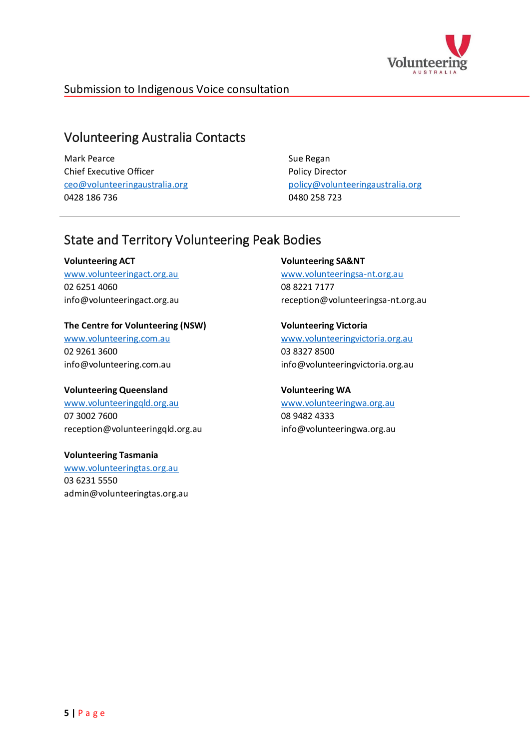## Volunteering Australia Contacts

Mark Pearce
Chief Executive Officer
ceo@volunteeringaustralia.org
0428 186 736

Sue Regan
Policy Director
policy@volunteeringaustralia.org
0480 258 723

---

## State and Territory Volunteering Peak Bodies

**Volunteering ACT**
www.volunteeringact.org.au
02 6251 4060
info@volunteeringact.org.au

**The Centre for Volunteering (NSW)**
www.volunteering.com.au
02 9261 3600
info@volunteering.com.au

**Volunteering Queensland**
www.volunteeringqld.org.au
07 3002 7600
reception@volunteeringqld.org.au

**Volunteering Tasmania**
www.volunteeringtas.org.au
03 6231 5550
admin@volunteeringtas.org.au

**Volunteering SA&NT**
www.volunteeringsa-nt.org.au
08 8221 7177
reception@volunteeringsa-nt.org.au

**Volunteering Victoria**
www.volunteeringvictoria.org.au
03 8327 8500
info@volunteeringvictoria.org.au

**Volunteering WA**
www.volunteeringwa.org.au
08 9482 4333
info@volunteeringwa.org.au